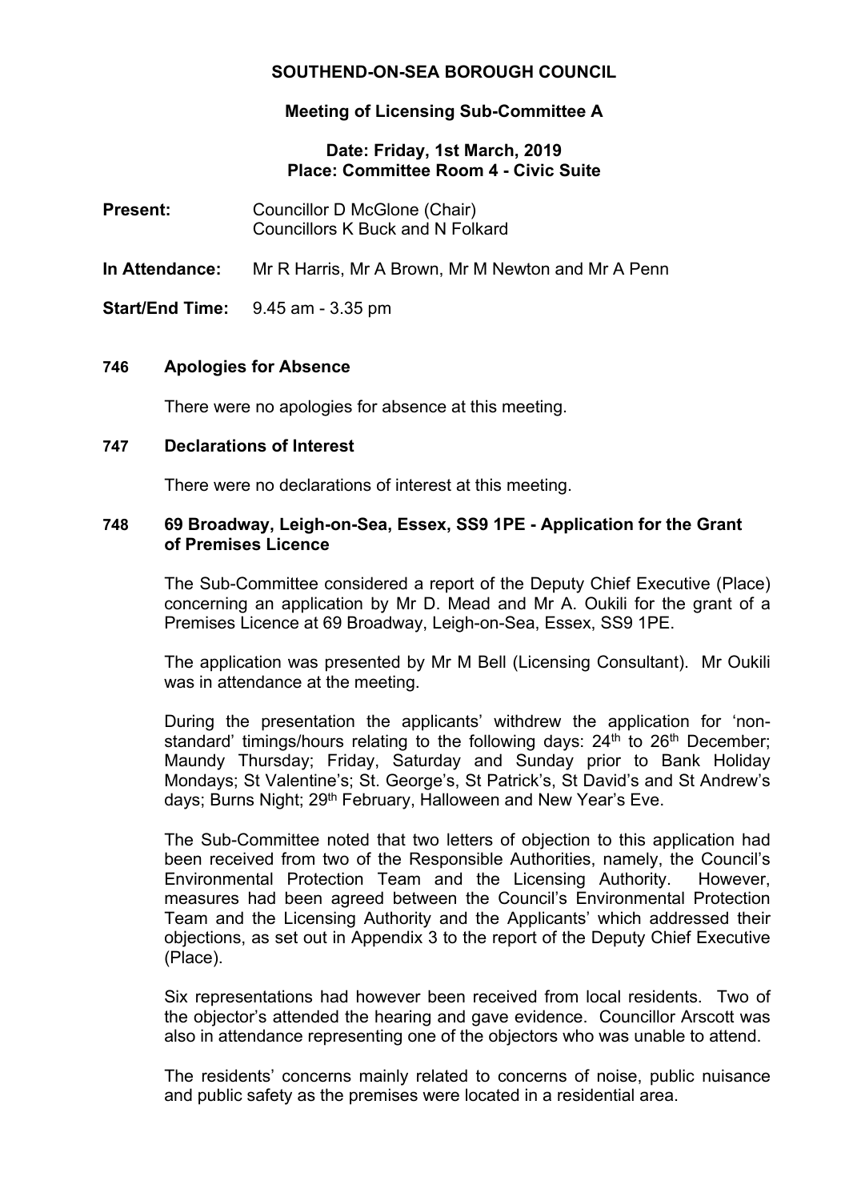# SOUTHEND-ON-SEA BOROUGH COUNCIL

## Meeting of Licensing Sub-Committee A

**Date: Friday, 1st March, 2019**
**Place: Committee Room 4 - Civic Suite**

**Present:** Councillor D McGlone (Chair)
Councillors K Buck and N Folkard

**In Attendance:** Mr R Harris, Mr A Brown, Mr M Newton and Mr A Penn

**Start/End Time:** 9.45 am - 3.35 pm

### 746 Apologies for Absence

There were no apologies for absence at this meeting.

### 747 Declarations of Interest

There were no declarations of interest at this meeting.

### 748 69 Broadway, Leigh-on-Sea, Essex, SS9 1PE - Application for the Grant of Premises Licence

The Sub-Committee considered a report of the Deputy Chief Executive (Place) concerning an application by Mr D. Mead and Mr A. Oukili for the grant of a Premises Licence at 69 Broadway, Leigh-on-Sea, Essex, SS9 1PE.

The application was presented by Mr M Bell (Licensing Consultant). Mr Oukili was in attendance at the meeting.

During the presentation the applicants' withdrew the application for 'non-standard' timings/hours relating to the following days: 24th to 26th December; Maundy Thursday; Friday, Saturday and Sunday prior to Bank Holiday Mondays; St Valentine's; St. George's, St Patrick's, St David's and St Andrew's days; Burns Night; 29th February, Halloween and New Year's Eve.

The Sub-Committee noted that two letters of objection to this application had been received from two of the Responsible Authorities, namely, the Council's Environmental Protection Team and the Licensing Authority. However, measures had been agreed between the Council's Environmental Protection Team and the Licensing Authority and the Applicants' which addressed their objections, as set out in Appendix 3 to the report of the Deputy Chief Executive (Place).

Six representations had however been received from local residents. Two of the objector's attended the hearing and gave evidence. Councillor Arscott was also in attendance representing one of the objectors who was unable to attend.

The residents' concerns mainly related to concerns of noise, public nuisance and public safety as the premises were located in a residential area.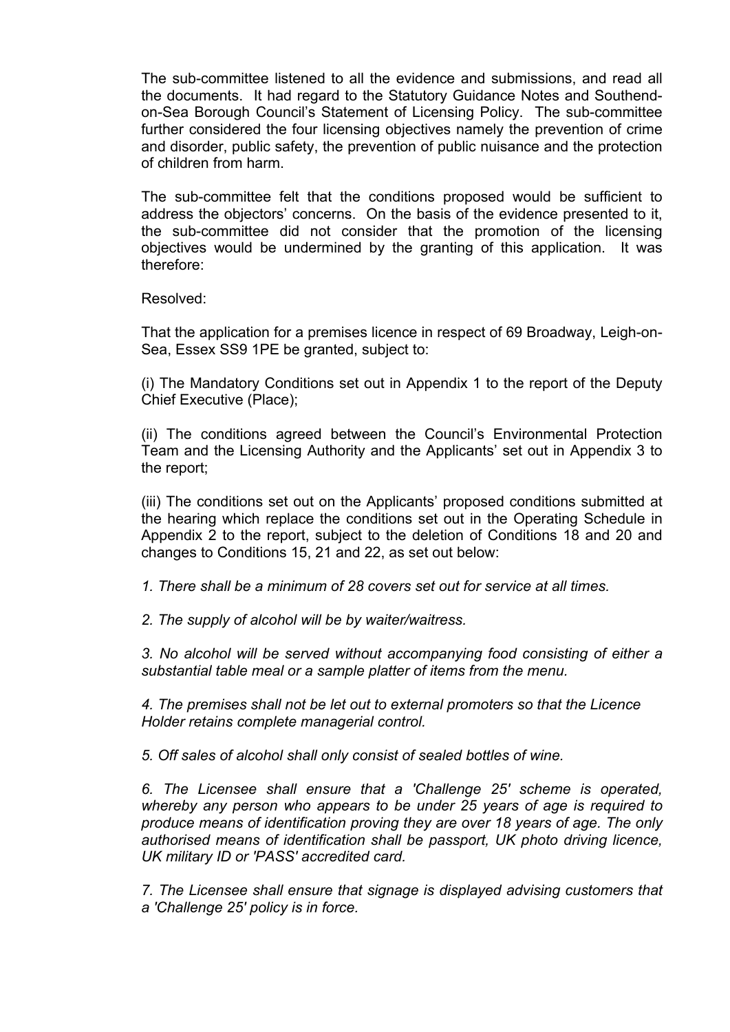The sub-committee listened to all the evidence and submissions, and read all the documents. It had regard to the Statutory Guidance Notes and Southend-on-Sea Borough Council's Statement of Licensing Policy. The sub-committee further considered the four licensing objectives namely the prevention of crime and disorder, public safety, the prevention of public nuisance and the protection of children from harm.

The sub-committee felt that the conditions proposed would be sufficient to address the objectors' concerns. On the basis of the evidence presented to it, the sub-committee did not consider that the promotion of the licensing objectives would be undermined by the granting of this application. It was therefore:

Resolved:

That the application for a premises licence in respect of 69 Broadway, Leigh-on-Sea, Essex SS9 1PE be granted, subject to:

(i) The Mandatory Conditions set out in Appendix 1 to the report of the Deputy Chief Executive (Place);

(ii) The conditions agreed between the Council's Environmental Protection Team and the Licensing Authority and the Applicants' set out in Appendix 3 to the report;

(iii) The conditions set out on the Applicants' proposed conditions submitted at the hearing which replace the conditions set out in the Operating Schedule in Appendix 2 to the report, subject to the deletion of Conditions 18 and 20 and changes to Conditions 15, 21 and 22, as set out below:

*1. There shall be a minimum of 28 covers set out for service at all times.*

*2. The supply of alcohol will be by waiter/waitress.*

*3. No alcohol will be served without accompanying food consisting of either a substantial table meal or a sample platter of items from the menu.*

*4. The premises shall not be let out to external promoters so that the Licence Holder retains complete managerial control.*

*5. Off sales of alcohol shall only consist of sealed bottles of wine.*

*6. The Licensee shall ensure that a 'Challenge 25' scheme is operated, whereby any person who appears to be under 25 years of age is required to produce means of identification proving they are over 18 years of age. The only authorised means of identification shall be passport, UK photo driving licence, UK military ID or 'PASS' accredited card.*

*7. The Licensee shall ensure that signage is displayed advising customers that a 'Challenge 25' policy is in force.*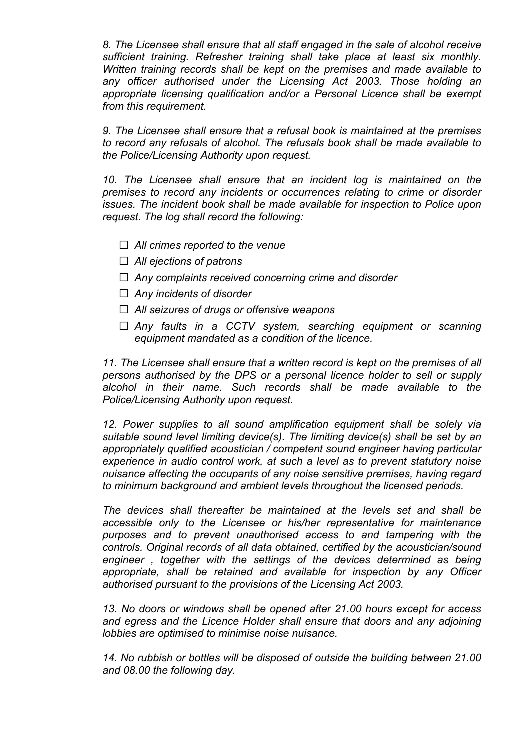*8. The Licensee shall ensure that all staff engaged in the sale of alcohol receive sufficient training. Refresher training shall take place at least six monthly. Written training records shall be kept on the premises and made available to any officer authorised under the Licensing Act 2003. Those holding an appropriate licensing qualification and/or a Personal Licence shall be exempt from this requirement.*

*9. The Licensee shall ensure that a refusal book is maintained at the premises to record any refusals of alcohol. The refusals book shall be made available to the Police/Licensing Authority upon request.*

*10. The Licensee shall ensure that an incident log is maintained on the premises to record any incidents or occurrences relating to crime or disorder issues. The incident book shall be made available for inspection to Police upon request. The log shall record the following:*

- *All crimes reported to the venue*
- *All ejections of patrons*
- *Any complaints received concerning crime and disorder*
- *Any incidents of disorder*
- *All seizures of drugs or offensive weapons*
- *Any faults in a CCTV system, searching equipment or scanning equipment mandated as a condition of the licence.*

*11. The Licensee shall ensure that a written record is kept on the premises of all persons authorised by the DPS or a personal licence holder to sell or supply alcohol in their name. Such records shall be made available to the Police/Licensing Authority upon request.*

*12. Power supplies to all sound amplification equipment shall be solely via suitable sound level limiting device(s). The limiting device(s) shall be set by an appropriately qualified acoustician / competent sound engineer having particular experience in audio control work, at such a level as to prevent statutory noise nuisance affecting the occupants of any noise sensitive premises, having regard to minimum background and ambient levels throughout the licensed periods.*

*The devices shall thereafter be maintained at the levels set and shall be accessible only to the Licensee or his/her representative for maintenance purposes and to prevent unauthorised access to and tampering with the controls. Original records of all data obtained, certified by the acoustician/sound engineer , together with the settings of the devices determined as being appropriate, shall be retained and available for inspection by any Officer authorised pursuant to the provisions of the Licensing Act 2003.*

*13. No doors or windows shall be opened after 21.00 hours except for access and egress and the Licence Holder shall ensure that doors and any adjoining lobbies are optimised to minimise noise nuisance.*

*14. No rubbish or bottles will be disposed of outside the building between 21.00 and 08.00 the following day.*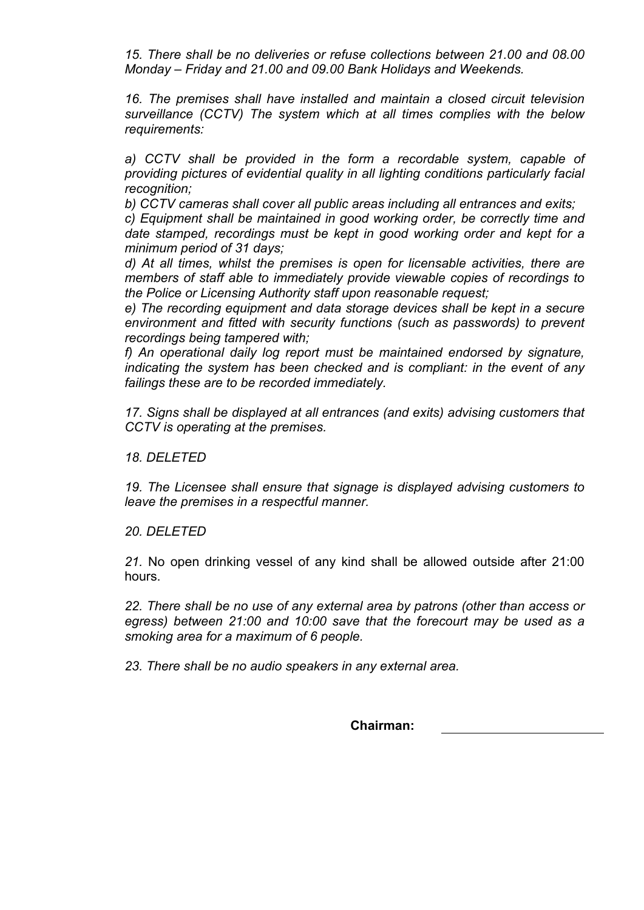*15. There shall be no deliveries or refuse collections between 21.00 and 08.00 Monday – Friday and 21.00 and 09.00 Bank Holidays and Weekends.*

*16. The premises shall have installed and maintain a closed circuit television surveillance (CCTV) The system which at all times complies with the below requirements:*

*a) CCTV shall be provided in the form a recordable system, capable of providing pictures of evidential quality in all lighting conditions particularly facial recognition;*
*b) CCTV cameras shall cover all public areas including all entrances and exits;*
*c) Equipment shall be maintained in good working order, be correctly time and date stamped, recordings must be kept in good working order and kept for a minimum period of 31 days;*
*d) At all times, whilst the premises is open for licensable activities, there are members of staff able to immediately provide viewable copies of recordings to the Police or Licensing Authority staff upon reasonable request;*
*e) The recording equipment and data storage devices shall be kept in a secure environment and fitted with security functions (such as passwords) to prevent recordings being tampered with;*
*f) An operational daily log report must be maintained endorsed by signature, indicating the system has been checked and is compliant: in the event of any failings these are to be recorded immediately.*

*17. Signs shall be displayed at all entrances (and exits) advising customers that CCTV is operating at the premises.*

*18. DELETED*

*19. The Licensee shall ensure that signage is displayed advising customers to leave the premises in a respectful manner.*

*20. DELETED*

*21.* No open drinking vessel of any kind shall be allowed outside after 21:00 hours.

*22. There shall be no use of any external area by patrons (other than access or egress) between 21:00 and 10:00 save that the forecourt may be used as a smoking area for a maximum of 6 people.*

*23. There shall be no audio speakers in any external area.*

**Chairman:** \_\_\_\_\_\_\_\_\_\_\_\_\_\_\_\_\_\_\_\_\_\_\_\_